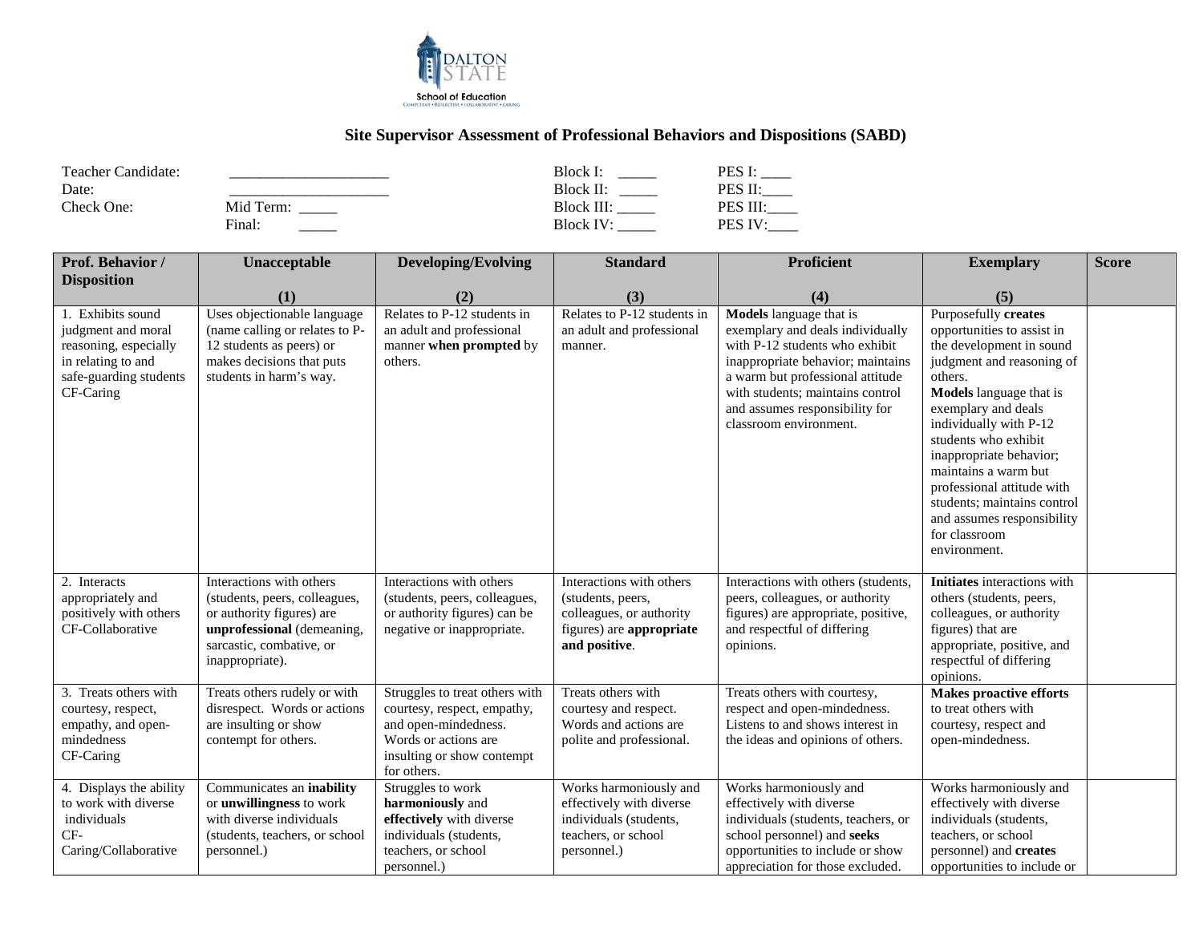DALTON STATE

School of Education

COMPETENT • REFLECTIVE • COLLABORATIVE • CARING

# Site Supervisor Assessment of Professional Behaviors and Dispositions (SABD)

Teacher Candidate: ____________________
Date: ____________________
Check One: Mid Term: _____
Final: _____

Block I: _____ PES I: ____
Block II: _____ PES II:____
Block III: _____ PES III:____
Block IV: _____ PES IV:____

| Prof. Behavior / Disposition | Unacceptable (1) | Developing/Evolving (2) | Standard (3) | Proficient (4) | Exemplary (5) | Score |
|---|---|---|---|---|---|---|
| 1. Exhibits sound judgment and moral reasoning, especially in relating to and safe-guarding students CF-Caring | Uses objectionable language (name calling or relates to P-12 students as peers) or makes decisions that puts students in harm's way. | Relates to P-12 students in an adult and professional manner **when prompted** by others. | Relates to P-12 students in an adult and professional manner. | **Models** language that is exemplary and deals individually with P-12 students who exhibit inappropriate behavior; maintains a warm but professional attitude with students; maintains control and assumes responsibility for classroom environment. | Purposefully **creates** opportunities to assist in the development in sound judgment and reasoning of others. **Models** language that is exemplary and deals individually with P-12 students who exhibit inappropriate behavior; maintains a warm but professional attitude with students; maintains control and assumes responsibility for classroom environment. | |
| 2. Interacts appropriately and positively with others CF-Collaborative | Interactions with others (students, peers, colleagues, or authority figures) are **unprofessional** (demeaning, sarcastic, combative, or inappropriate). | Interactions with others (students, peers, colleagues, or authority figures) can be negative or inappropriate. | Interactions with others (students, peers, colleagues, or authority figures) are **appropriate and positive**. | Interactions with others (students, peers, colleagues, or authority figures) are appropriate, positive, and respectful of differing opinions. | **Initiates** interactions with others (students, peers, colleagues, or authority figures) that are appropriate, positive, and respectful of differing opinions. | |
| 3. Treats others with courtesy, respect, empathy, and open-mindedness CF-Caring | Treats others rudely or with disrespect. Words or actions are insulting or show contempt for others. | Struggles to treat others with courtesy, respect, empathy, and open-mindedness. Words or actions are insulting or show contempt for others. | Treats others with courtesy and respect. Words and actions are polite and professional. | Treats others with courtesy, respect and open-mindedness. Listens to and shows interest in the ideas and opinions of others. | **Makes proactive efforts** to treat others with courtesy, respect and open-mindedness. | |
| 4. Displays the ability to work with diverse individuals CF-Caring/Collaborative | Communicates an **inability** or **unwillingness** to work with diverse individuals (students, teachers, or school personnel.) | Struggles to work **harmoniously** and **effectively** with diverse individuals (students, teachers, or school personnel.) | Works harmoniously and effectively with diverse individuals (students, teachers, or school personnel.) | Works harmoniously and effectively with diverse individuals (students, teachers, or school personnel) and **seeks** opportunities to include or show appreciation for those excluded. | Works harmoniously and effectively with diverse individuals (students, teachers, or school personnel) and **creates** opportunities to include or | |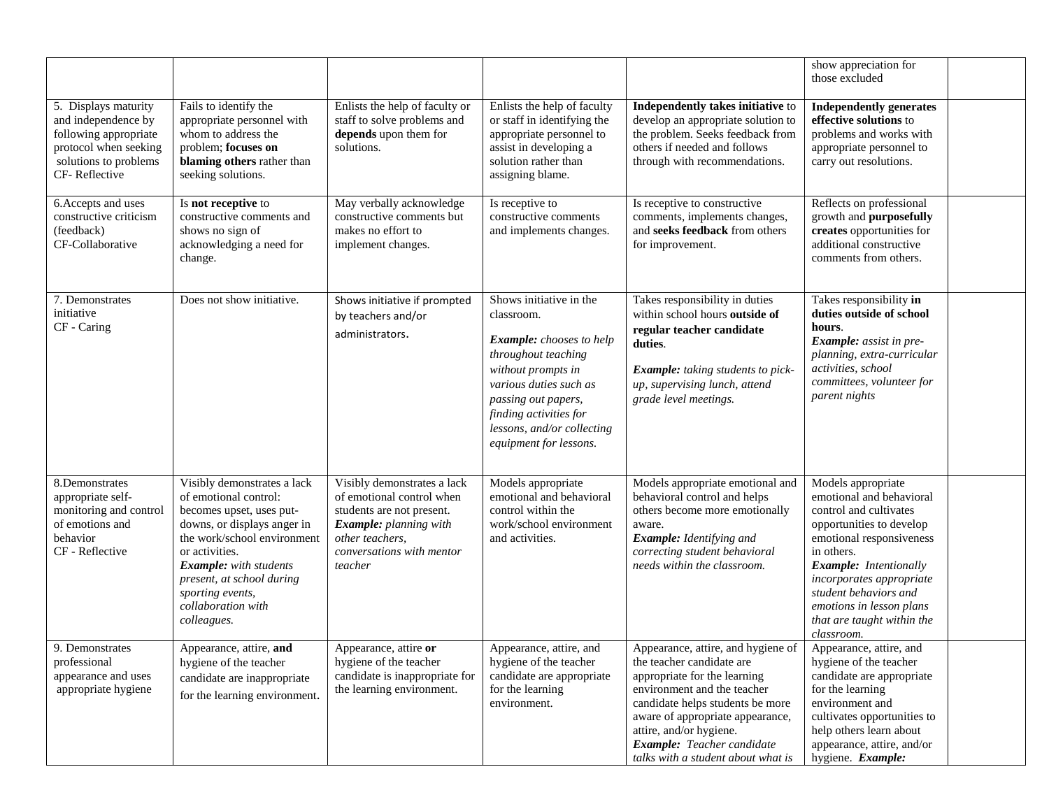|  |  |  |  |  | show appreciation for those excluded |  |
|---|---|---|---|---|---|---|
| 5. Displays maturity and independence by following appropriate protocol when seeking solutions to problems CF- Reflective | Fails to identify the appropriate personnel with whom to address the problem; **focuses on blaming others** rather than seeking solutions. | Enlists the help of faculty or staff to solve problems and **depends** upon them for solutions. | Enlists the help of faculty or staff in identifying the appropriate personnel to assist in developing a solution rather than assigning blame. | **Independently takes initiative** to develop an appropriate solution to the problem. Seeks feedback from others if needed and follows through with recommendations. | **Independently generates effective solutions** to problems and works with appropriate personnel to carry out resolutions. |  |
| 6.Accepts and uses constructive criticism (feedback) CF-Collaborative | Is **not receptive** to constructive comments and shows no sign of acknowledging a need for change. | May verbally acknowledge constructive comments but makes no effort to implement changes. | Is receptive to constructive comments and implements changes. | Is receptive to constructive comments, implements changes, and **seeks feedback** from others for improvement. | Reflects on professional growth and **purposefully creates** opportunities for additional constructive comments from others. |  |
| 7. Demonstrates initiative CF - Caring | Does not show initiative. | Shows initiative if prompted by teachers and/or administrators. | Shows initiative in the classroom. ***Example:*** *chooses to help throughout teaching without prompts in various duties such as passing out papers, finding activities for lessons, and/or collecting equipment for lessons.* | Takes responsibility in duties within school hours **outside of regular teacher candidate duties**. ***Example:*** *taking students to pick-up, supervising lunch, attend grade level meetings.* | Takes responsibility **in duties outside of school hours**. ***Example:*** *assist in pre-planning, extra-curricular activities, school committees, volunteer for parent nights* |  |
| 8.Demonstrates appropriate self-monitoring and control of emotions and behavior CF - Reflective | Visibly demonstrates a lack of emotional control: becomes upset, uses put-downs, or displays anger in the work/school environment or activities. ***Example:*** *with students present, at school during sporting events, collaboration with colleagues.* | Visibly demonstrates a lack of emotional control when students are not present. ***Example:*** *planning with other teachers, conversations with mentor teacher* | Models appropriate emotional and behavioral control within the work/school environment and activities. | Models appropriate emotional and behavioral control and helps others become more emotionally aware. ***Example:*** *Identifying and correcting student behavioral needs within the classroom.* | Models appropriate emotional and behavioral control and cultivates opportunities to develop emotional responsiveness in others. ***Example:*** *Intentionally incorporates appropriate student behaviors and emotions in lesson plans that are taught within the classroom.* |  |
| 9. Demonstrates professional appearance and uses appropriate hygiene | Appearance, attire, **and** hygiene of the teacher candidate are inappropriate for the learning environment. | Appearance, attire **or** hygiene of the teacher candidate is inappropriate for the learning environment. | Appearance, attire, and hygiene of the teacher candidate are appropriate for the learning environment. | Appearance, attire, and hygiene of the teacher candidate are appropriate for the learning environment and the teacher candidate helps students be more aware of appropriate appearance, attire, and/or hygiene. ***Example:*** *Teacher candidate talks with a student about what is* | Appearance, attire, and hygiene of the teacher candidate are appropriate for the learning environment and cultivates opportunities to help others learn about appearance, attire, and/or hygiene. ***Example:*** |  |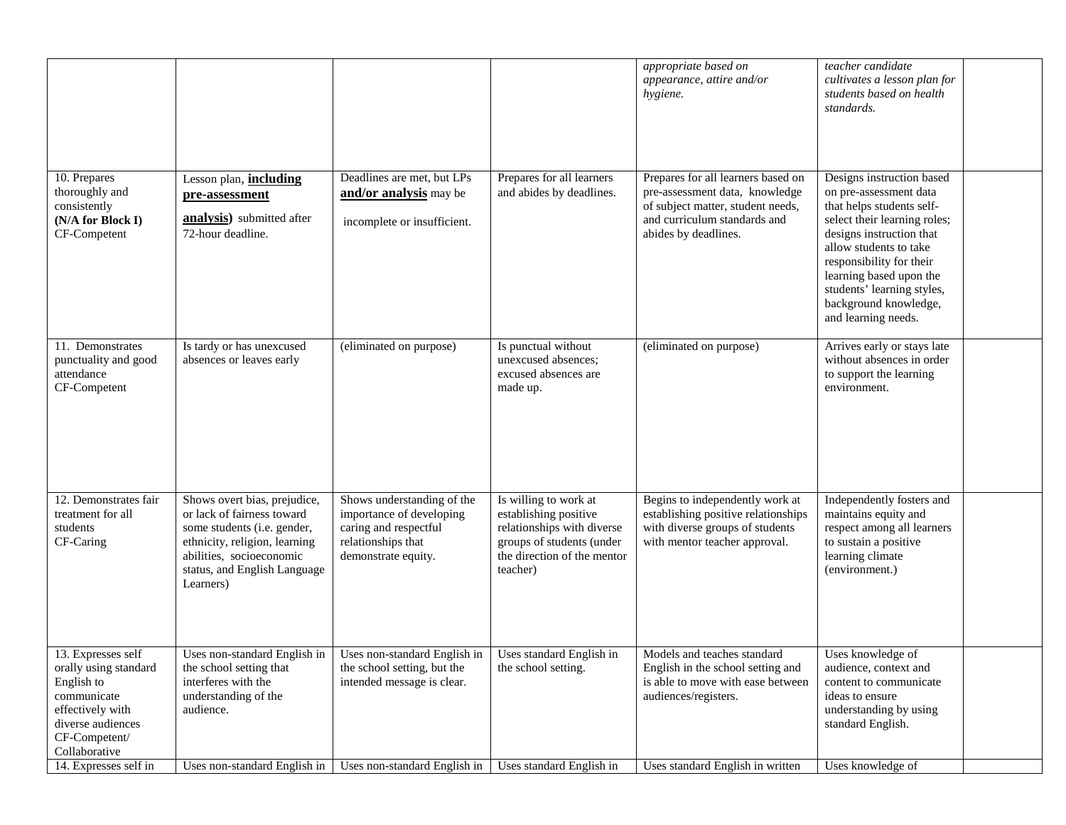| | | | | | | |
|---|---|---|---|---|---|---|
| | | | | *appropriate based on appearance, attire and/or hygiene.* | *teacher candidate cultivates a lesson plan for students based on health standards.* | |
| 10. Prepares thoroughly and consistently **(N/A for Block I)** CF-Competent | Lesson plan, **including pre-assessment analysis)** submitted after 72-hour deadline. | Deadlines are met, but LPs **and/or analysis** may be incomplete or insufficient. | Prepares for all learners and abides by deadlines. | Prepares for all learners based on pre-assessment data, knowledge of subject matter, student needs, and curriculum standards and abides by deadlines. | Designs instruction based on pre-assessment data that helps students self-select their learning roles; designs instruction that allow students to take responsibility for their learning based upon the students' learning styles, background knowledge, and learning needs. | |
| 11. Demonstrates punctuality and good attendance CF-Competent | Is tardy or has unexcused absences or leaves early | (eliminated on purpose) | Is punctual without unexcused absences; excused absences are made up. | (eliminated on purpose) | Arrives early or stays late without absences in order to support the learning environment. | |
| 12. Demonstrates fair treatment for all students CF-Caring | Shows overt bias, prejudice, or lack of fairness toward some students (i.e. gender, ethnicity, religion, learning abilities, socioeconomic status, and English Language Learners) | Shows understanding of the importance of developing caring and respectful relationships that demonstrate equity. | Is willing to work at establishing positive relationships with diverse groups of students (under the direction of the mentor teacher) | Begins to independently work at establishing positive relationships with diverse groups of students with mentor teacher approval. | Independently fosters and maintains equity and respect among all learners to sustain a positive learning climate (environment.) | |
| 13. Expresses self orally using standard English to communicate effectively with diverse audiences CF-Competent/ Collaborative | Uses non-standard English in the school setting that interferes with the understanding of the audience. | Uses non-standard English in the school setting, but the intended message is clear. | Uses standard English in the school setting. | Models and teaches standard English in the school setting and is able to move with ease between audiences/registers. | Uses knowledge of audience, context and content to communicate ideas to ensure understanding by using standard English. | |
| 14. Expresses self in | Uses non-standard English in | Uses non-standard English in | Uses standard English in | Uses standard English in written | Uses knowledge of | |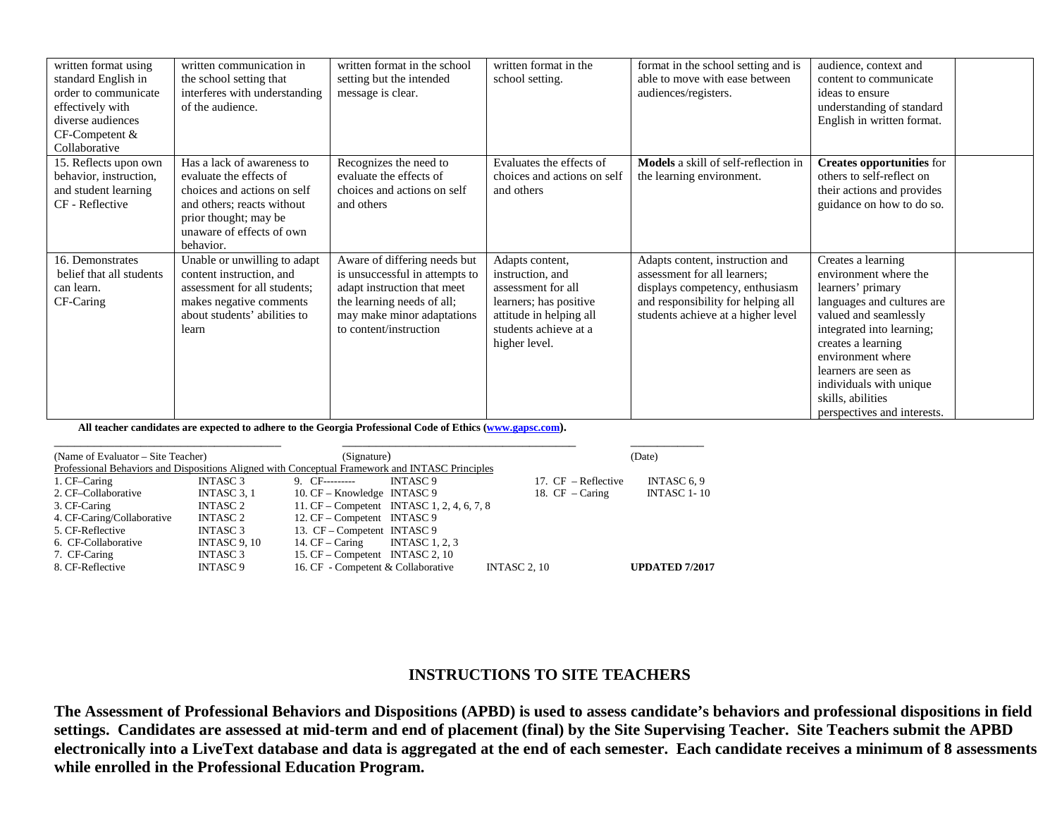| | | | | | | |
|---|---|---|---|---|---|---|
| written format using standard English in order to communicate effectively with diverse audiences CF-Competent & Collaborative | written communication in the school setting that interferes with understanding of the audience. | written format in the school setting but the intended message is clear. | written format in the school setting. | format in the school setting and is able to move with ease between audiences/registers. | audience, context and content to communicate ideas to ensure understanding of standard English in written format. | |
| 15. Reflects upon own behavior, instruction, and student learning CF - Reflective | Has a lack of awareness to evaluate the effects of choices and actions on self and others; reacts without prior thought; may be unaware of effects of own behavior. | Recognizes the need to evaluate the effects of choices and actions on self and others | Evaluates the effects of choices and actions on self and others | **Models** a skill of self-reflection in the learning environment. | **Creates opportunities** for others to self-reflect on their actions and provides guidance on how to do so. | |
| 16. Demonstrates belief that all students can learn. CF-Caring | Unable or unwilling to adapt content instruction, and assessment for all students; makes negative comments about students' abilities to learn | Aware of differing needs but is unsuccessful in attempts to adapt instruction that meet the learning needs of all; may make minor adaptations to content/instruction | Adapts content, instruction, and assessment for all learners; has positive attitude in helping all students achieve at a higher level. | Adapts content, instruction and assessment for all learners; displays competency, enthusiasm and responsibility for helping all students achieve at a higher level | Creates a learning environment where the learners' primary languages and cultures are valued and seamlessly integrated into learning; creates a learning environment where learners are seen as individuals with unique skills, abilities perspectives and interests. | |

**All teacher candidates are expected to adhere to the Georgia Professional Code of Ethics (www.gapsc.com).**

\_\_\_\_\_\_\_\_\_\_\_\_\_\_\_\_\_\_\_\_\_\_\_\_\_\_\_\_\_\_\_\_ \_\_\_\_\_\_\_\_\_\_\_\_\_\_\_\_\_\_\_\_\_\_\_\_\_\_\_\_\_\_\_\_ \_\_\_\_\_\_\_\_\_\_

(Name of Evaluator – Site Teacher) (Signature) (Date)

Professional Behaviors and Dispositions Aligned with Conceptual Framework and INTASC Principles

| | | | | | |
|---|---|---|---|---|---|
| 1. CF–Caring | INTASC 3 | 9. CF--------- | INTASC 9 | 17. CF – Reflective | INTASC 6, 9 |
| 2. CF–Collaborative | INTASC 3, 1 | 10. CF – Knowledge | INTASC 9 | 18. CF – Caring | INTASC 1- 10 |
| 3. CF-Caring | INTASC 2 | 11. CF – Competent | INTASC 1, 2, 4, 6, 7, 8 | | |
| 4. CF-Caring/Collaborative | INTASC 2 | 12. CF – Competent | INTASC 9 | | |
| 5. CF-Reflective | INTASC 3 | 13. CF – Competent | INTASC 9 | | |
| 6. CF-Collaborative | INTASC 9, 10 | 14. CF – Caring | INTASC 1, 2, 3 | | |
| 7. CF-Caring | INTASC 3 | 15. CF – Competent | INTASC 2, 10 | | |
| 8. CF-Reflective | INTASC 9 | 16. CF - Competent & Collaborative | INTASC 2, 10 | | **UPDATED 7/2017** |

## INSTRUCTIONS TO SITE TEACHERS

**The Assessment of Professional Behaviors and Dispositions (APBD) is used to assess candidate's behaviors and professional dispositions in field settings. Candidates are assessed at mid-term and end of placement (final) by the Site Supervising Teacher. Site Teachers submit the APBD electronically into a LiveText database and data is aggregated at the end of each semester. Each candidate receives a minimum of 8 assessments while enrolled in the Professional Education Program.**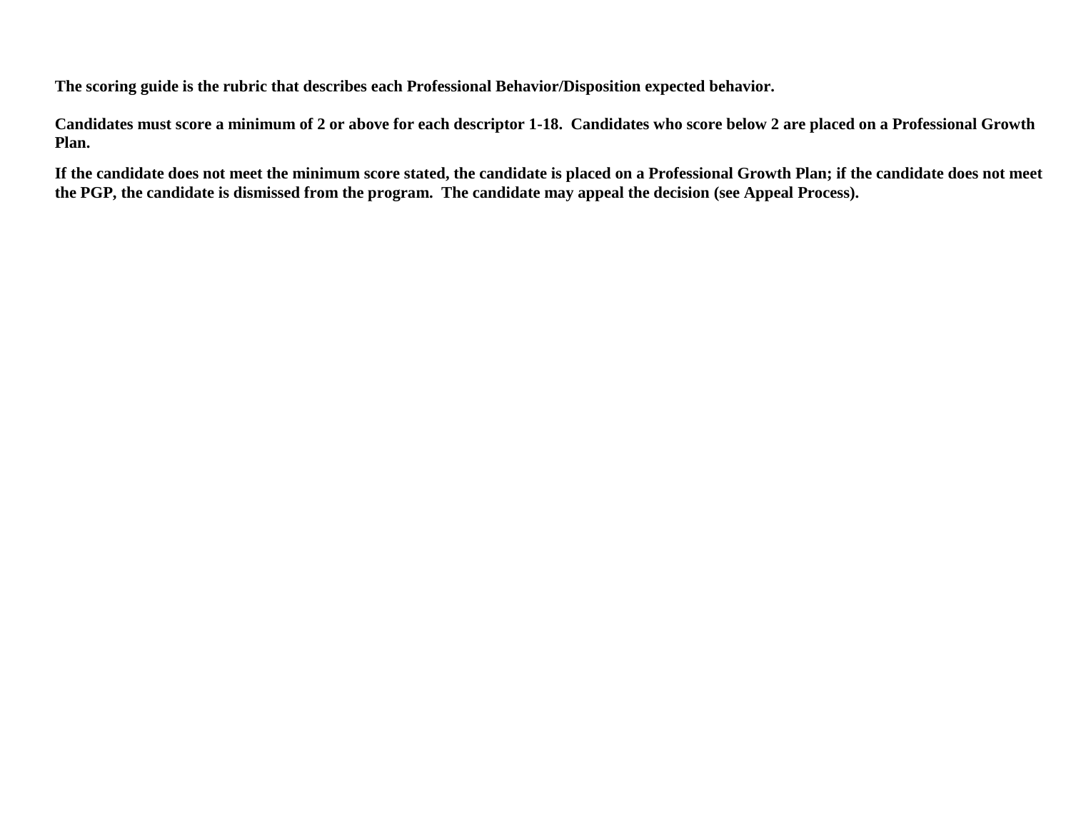**The scoring guide is the rubric that describes each Professional Behavior/Disposition expected behavior.**

**Candidates must score a minimum of 2 or above for each descriptor 1-18. Candidates who score below 2 are placed on a Professional Growth Plan.**

**If the candidate does not meet the minimum score stated, the candidate is placed on a Professional Growth Plan; if the candidate does not meet the PGP, the candidate is dismissed from the program. The candidate may appeal the decision (see Appeal Process).**